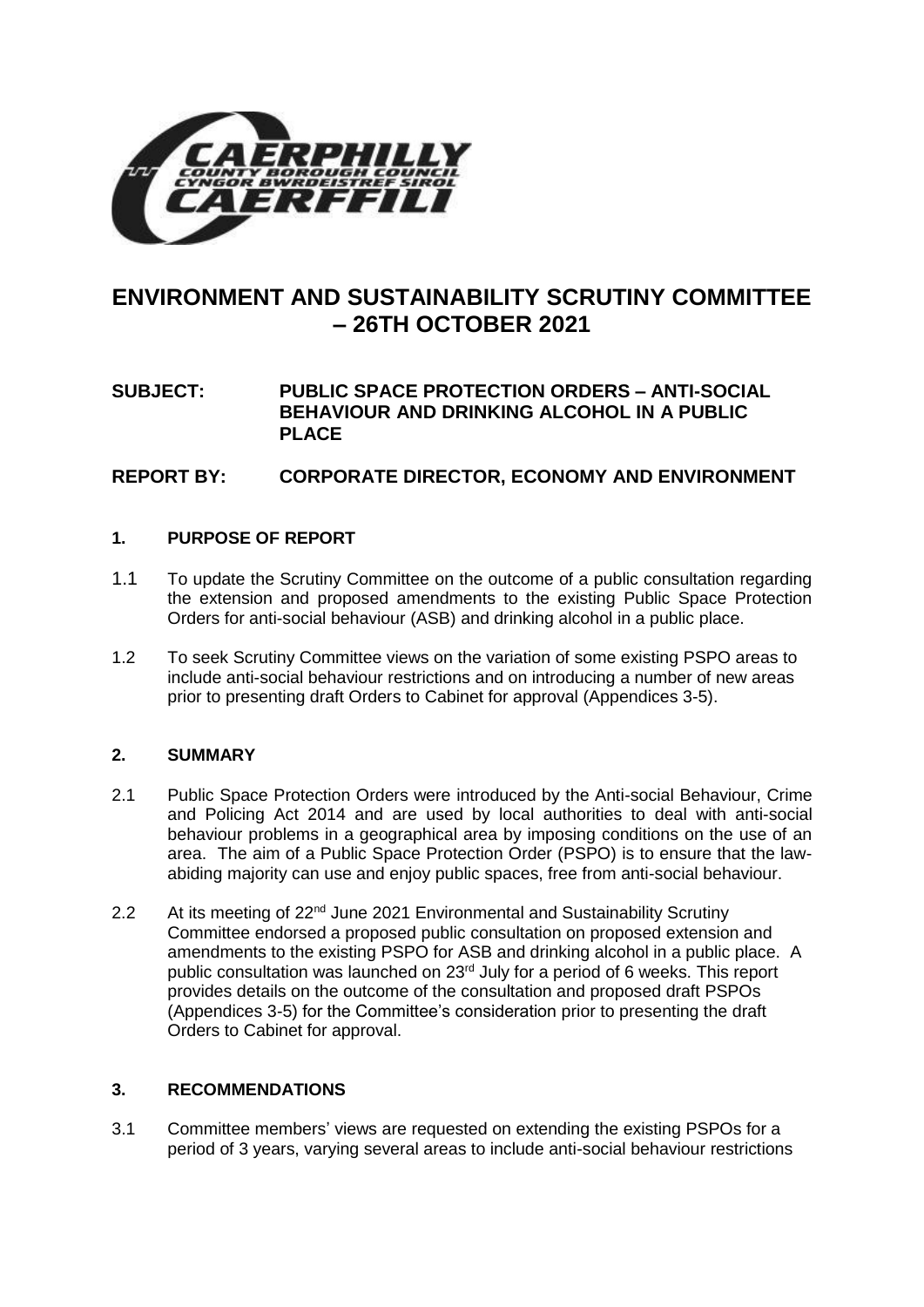# ENVIRONMENT AND SUSTAINABILITY SCRUTINY COMMITTEE – 26TH OCTOBER 2021

**SUBJECT: PUBLIC SPACE PROTECTION ORDERS – ANTI-SOCIAL BEHAVIOUR AND DRINKING ALCOHOL IN A PUBLIC PLACE**

**REPORT BY: CORPORATE DIRECTOR, ECONOMY AND ENVIRONMENT**

## 1. PURPOSE OF REPORT

1.1 To update the Scrutiny Committee on the outcome of a public consultation regarding the extension and proposed amendments to the existing Public Space Protection Orders for anti-social behaviour (ASB) and drinking alcohol in a public place.

1.2 To seek Scrutiny Committee views on the variation of some existing PSPO areas to include anti-social behaviour restrictions and on introducing a number of new areas prior to presenting draft Orders to Cabinet for approval (Appendices 3-5).

## 2. SUMMARY

2.1 Public Space Protection Orders were introduced by the Anti-social Behaviour, Crime and Policing Act 2014 and are used by local authorities to deal with anti-social behaviour problems in a geographical area by imposing conditions on the use of an area. The aim of a Public Space Protection Order (PSPO) is to ensure that the law-abiding majority can use and enjoy public spaces, free from anti-social behaviour.

2.2 At its meeting of 22nd June 2021 Environmental and Sustainability Scrutiny Committee endorsed a proposed public consultation on proposed extension and amendments to the existing PSPO for ASB and drinking alcohol in a public place. A public consultation was launched on 23rd July for a period of 6 weeks. This report provides details on the outcome of the consultation and proposed draft PSPOs (Appendices 3-5) for the Committee's consideration prior to presenting the draft Orders to Cabinet for approval.

## 3. RECOMMENDATIONS

3.1 Committee members' views are requested on extending the existing PSPOs for a period of 3 years, varying several areas to include anti-social behaviour restrictions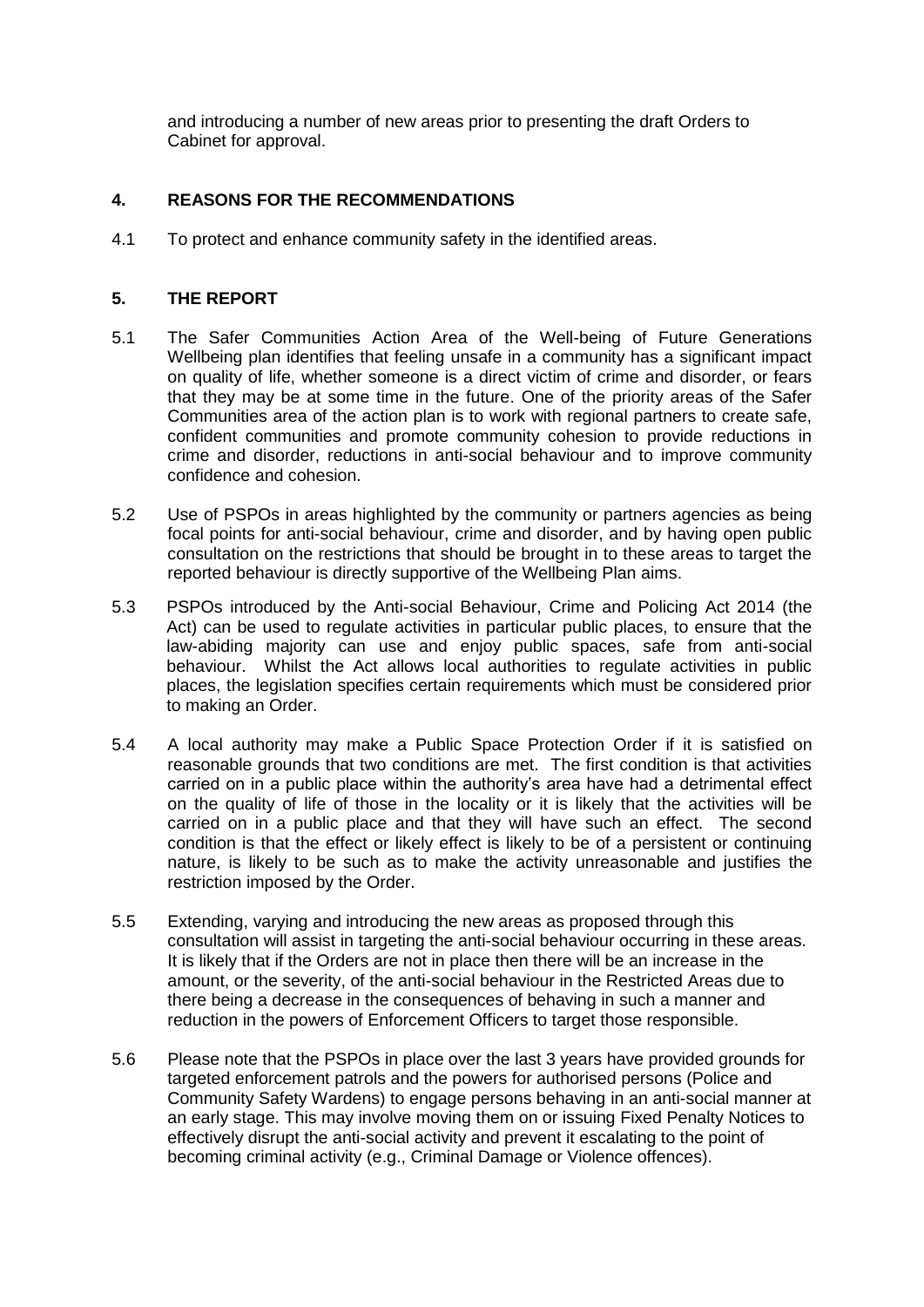and introducing a number of new areas prior to presenting the draft Orders to Cabinet for approval.

## 4. REASONS FOR THE RECOMMENDATIONS

4.1 To protect and enhance community safety in the identified areas.

## 5. THE REPORT

5.1 The Safer Communities Action Area of the Well-being of Future Generations Wellbeing plan identifies that feeling unsafe in a community has a significant impact on quality of life, whether someone is a direct victim of crime and disorder, or fears that they may be at some time in the future. One of the priority areas of the Safer Communities area of the action plan is to work with regional partners to create safe, confident communities and promote community cohesion to provide reductions in crime and disorder, reductions in anti-social behaviour and to improve community confidence and cohesion.

5.2 Use of PSPOs in areas highlighted by the community or partners agencies as being focal points for anti-social behaviour, crime and disorder, and by having open public consultation on the restrictions that should be brought in to these areas to target the reported behaviour is directly supportive of the Wellbeing Plan aims.

5.3 PSPOs introduced by the Anti-social Behaviour, Crime and Policing Act 2014 (the Act) can be used to regulate activities in particular public places, to ensure that the law-abiding majority can use and enjoy public spaces, safe from anti-social behaviour. Whilst the Act allows local authorities to regulate activities in public places, the legislation specifies certain requirements which must be considered prior to making an Order.

5.4 A local authority may make a Public Space Protection Order if it is satisfied on reasonable grounds that two conditions are met. The first condition is that activities carried on in a public place within the authority's area have had a detrimental effect on the quality of life of those in the locality or it is likely that the activities will be carried on in a public place and that they will have such an effect. The second condition is that the effect or likely effect is likely to be of a persistent or continuing nature, is likely to be such as to make the activity unreasonable and justifies the restriction imposed by the Order.

5.5 Extending, varying and introducing the new areas as proposed through this consultation will assist in targeting the anti-social behaviour occurring in these areas. It is likely that if the Orders are not in place then there will be an increase in the amount, or the severity, of the anti-social behaviour in the Restricted Areas due to there being a decrease in the consequences of behaving in such a manner and reduction in the powers of Enforcement Officers to target those responsible.

5.6 Please note that the PSPOs in place over the last 3 years have provided grounds for targeted enforcement patrols and the powers for authorised persons (Police and Community Safety Wardens) to engage persons behaving in an anti-social manner at an early stage. This may involve moving them on or issuing Fixed Penalty Notices to effectively disrupt the anti-social activity and prevent it escalating to the point of becoming criminal activity (e.g., Criminal Damage or Violence offences).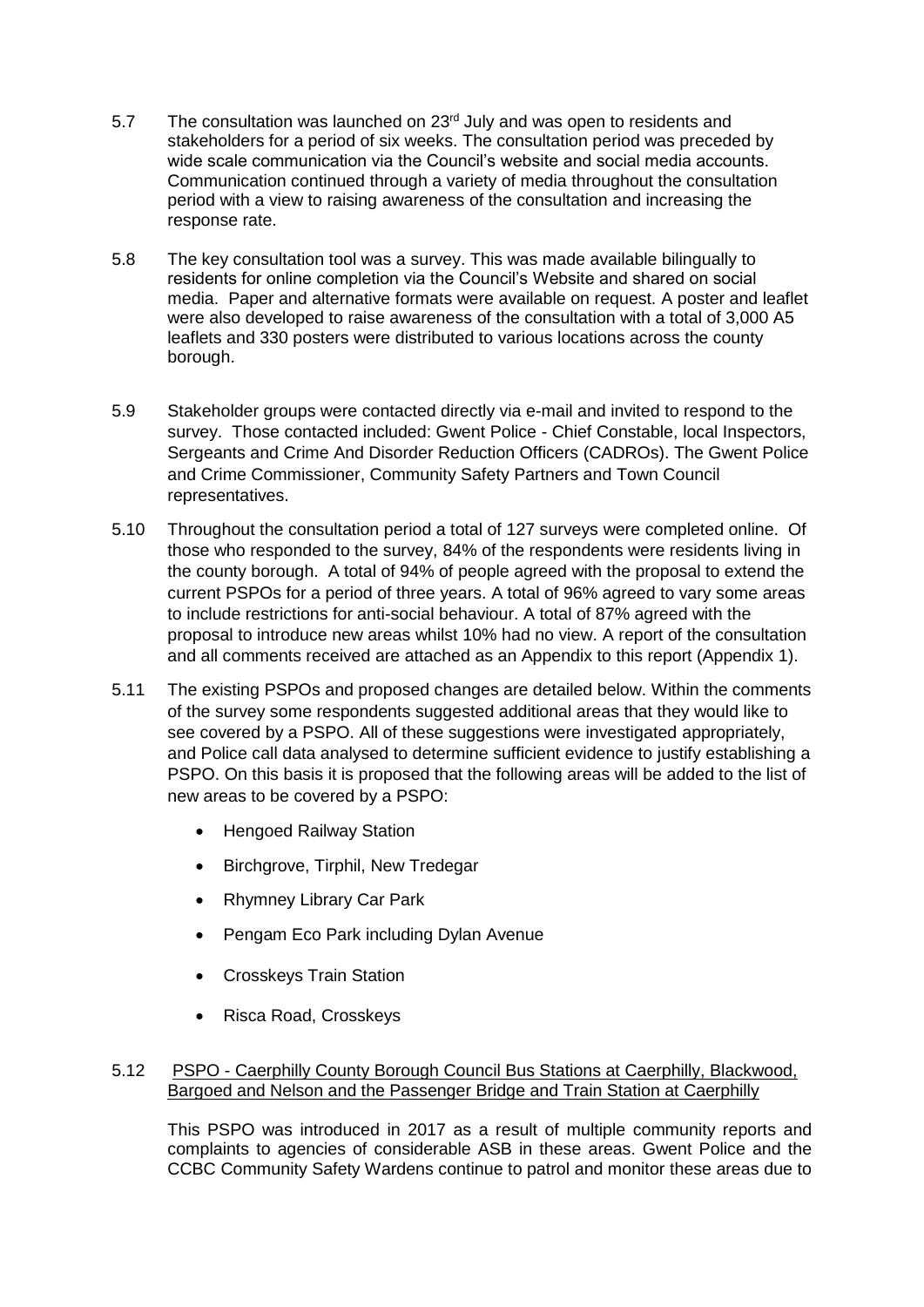5.7 The consultation was launched on 23rd July and was open to residents and stakeholders for a period of six weeks. The consultation period was preceded by wide scale communication via the Council's website and social media accounts. Communication continued through a variety of media throughout the consultation period with a view to raising awareness of the consultation and increasing the response rate.

5.8 The key consultation tool was a survey. This was made available bilingually to residents for online completion via the Council's Website and shared on social media. Paper and alternative formats were available on request. A poster and leaflet were also developed to raise awareness of the consultation with a total of 3,000 A5 leaflets and 330 posters were distributed to various locations across the county borough.

5.9 Stakeholder groups were contacted directly via e-mail and invited to respond to the survey. Those contacted included: Gwent Police - Chief Constable, local Inspectors, Sergeants and Crime And Disorder Reduction Officers (CADROs). The Gwent Police and Crime Commissioner, Community Safety Partners and Town Council representatives.

5.10 Throughout the consultation period a total of 127 surveys were completed online. Of those who responded to the survey, 84% of the respondents were residents living in the county borough. A total of 94% of people agreed with the proposal to extend the current PSPOs for a period of three years. A total of 96% agreed to vary some areas to include restrictions for anti-social behaviour. A total of 87% agreed with the proposal to introduce new areas whilst 10% had no view. A report of the consultation and all comments received are attached as an Appendix to this report (Appendix 1).

5.11 The existing PSPOs and proposed changes are detailed below. Within the comments of the survey some respondents suggested additional areas that they would like to see covered by a PSPO. All of these suggestions were investigated appropriately, and Police call data analysed to determine sufficient evidence to justify establishing a PSPO. On this basis it is proposed that the following areas will be added to the list of new areas to be covered by a PSPO:

- Hengoed Railway Station
- Birchgrove, Tirphil, New Tredegar
- Rhymney Library Car Park
- Pengam Eco Park including Dylan Avenue
- Crosskeys Train Station
- Risca Road, Crosskeys

5.12 PSPO - Caerphilly County Borough Council Bus Stations at Caerphilly, Blackwood, Bargoed and Nelson and the Passenger Bridge and Train Station at Caerphilly

This PSPO was introduced in 2017 as a result of multiple community reports and complaints to agencies of considerable ASB in these areas. Gwent Police and the CCBC Community Safety Wardens continue to patrol and monitor these areas due to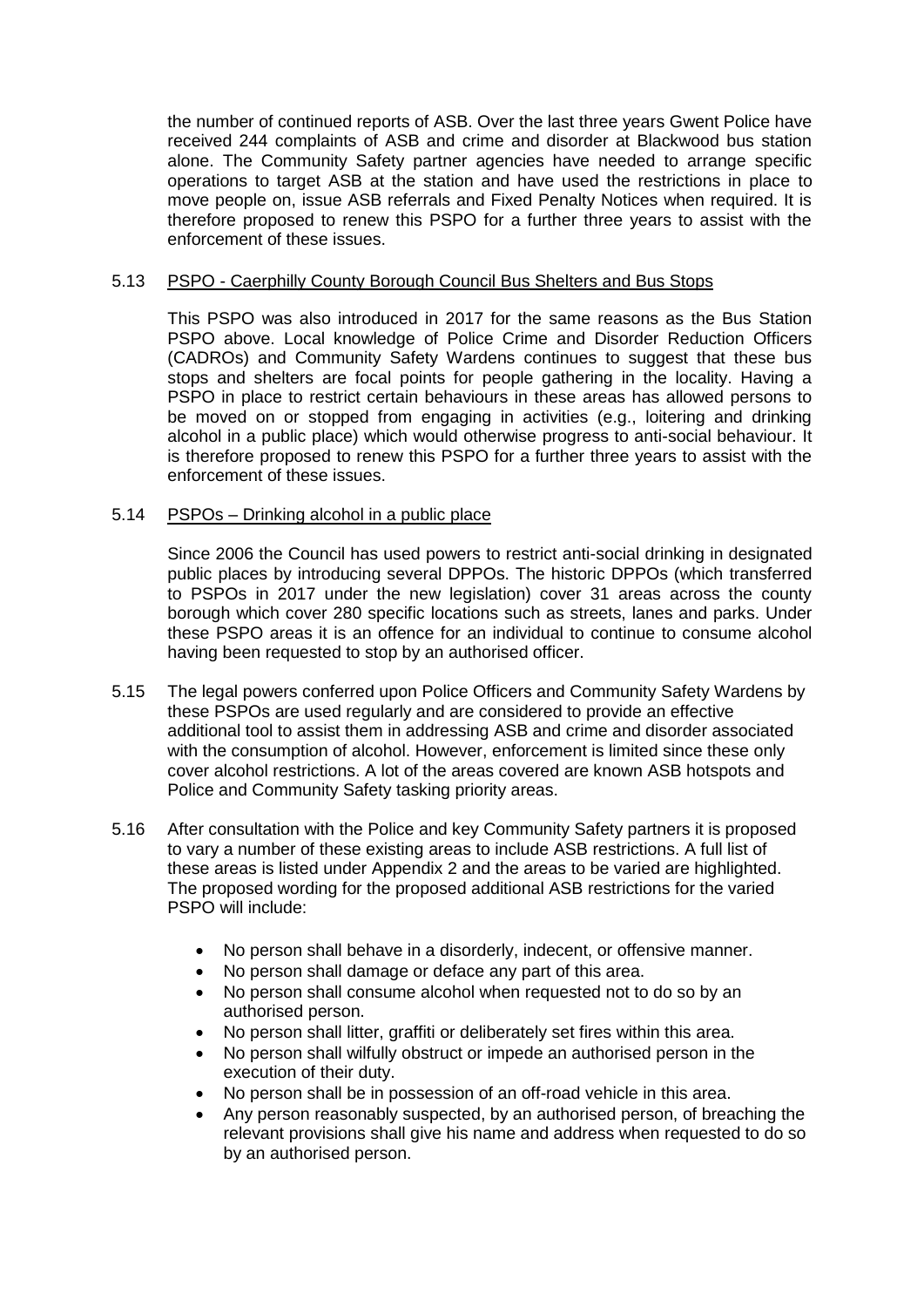the number of continued reports of ASB. Over the last three years Gwent Police have received 244 complaints of ASB and crime and disorder at Blackwood bus station alone. The Community Safety partner agencies have needed to arrange specific operations to target ASB at the station and have used the restrictions in place to move people on, issue ASB referrals and Fixed Penalty Notices when required. It is therefore proposed to renew this PSPO for a further three years to assist with the enforcement of these issues.

5.13 PSPO - Caerphilly County Borough Council Bus Shelters and Bus Stops

This PSPO was also introduced in 2017 for the same reasons as the Bus Station PSPO above. Local knowledge of Police Crime and Disorder Reduction Officers (CADROs) and Community Safety Wardens continues to suggest that these bus stops and shelters are focal points for people gathering in the locality. Having a PSPO in place to restrict certain behaviours in these areas has allowed persons to be moved on or stopped from engaging in activities (e.g., loitering and drinking alcohol in a public place) which would otherwise progress to anti-social behaviour. It is therefore proposed to renew this PSPO for a further three years to assist with the enforcement of these issues.

5.14 PSPOs – Drinking alcohol in a public place

Since 2006 the Council has used powers to restrict anti-social drinking in designated public places by introducing several DPPOs. The historic DPPOs (which transferred to PSPOs in 2017 under the new legislation) cover 31 areas across the county borough which cover 280 specific locations such as streets, lanes and parks. Under these PSPO areas it is an offence for an individual to continue to consume alcohol having been requested to stop by an authorised officer.

5.15 The legal powers conferred upon Police Officers and Community Safety Wardens by these PSPOs are used regularly and are considered to provide an effective additional tool to assist them in addressing ASB and crime and disorder associated with the consumption of alcohol. However, enforcement is limited since these only cover alcohol restrictions. A lot of the areas covered are known ASB hotspots and Police and Community Safety tasking priority areas.

5.16 After consultation with the Police and key Community Safety partners it is proposed to vary a number of these existing areas to include ASB restrictions. A full list of these areas is listed under Appendix 2 and the areas to be varied are highlighted. The proposed wording for the proposed additional ASB restrictions for the varied PSPO will include:

- No person shall behave in a disorderly, indecent, or offensive manner.
- No person shall damage or deface any part of this area.
- No person shall consume alcohol when requested not to do so by an authorised person.
- No person shall litter, graffiti or deliberately set fires within this area.
- No person shall wilfully obstruct or impede an authorised person in the execution of their duty.
- No person shall be in possession of an off-road vehicle in this area.
- Any person reasonably suspected, by an authorised person, of breaching the relevant provisions shall give his name and address when requested to do so by an authorised person.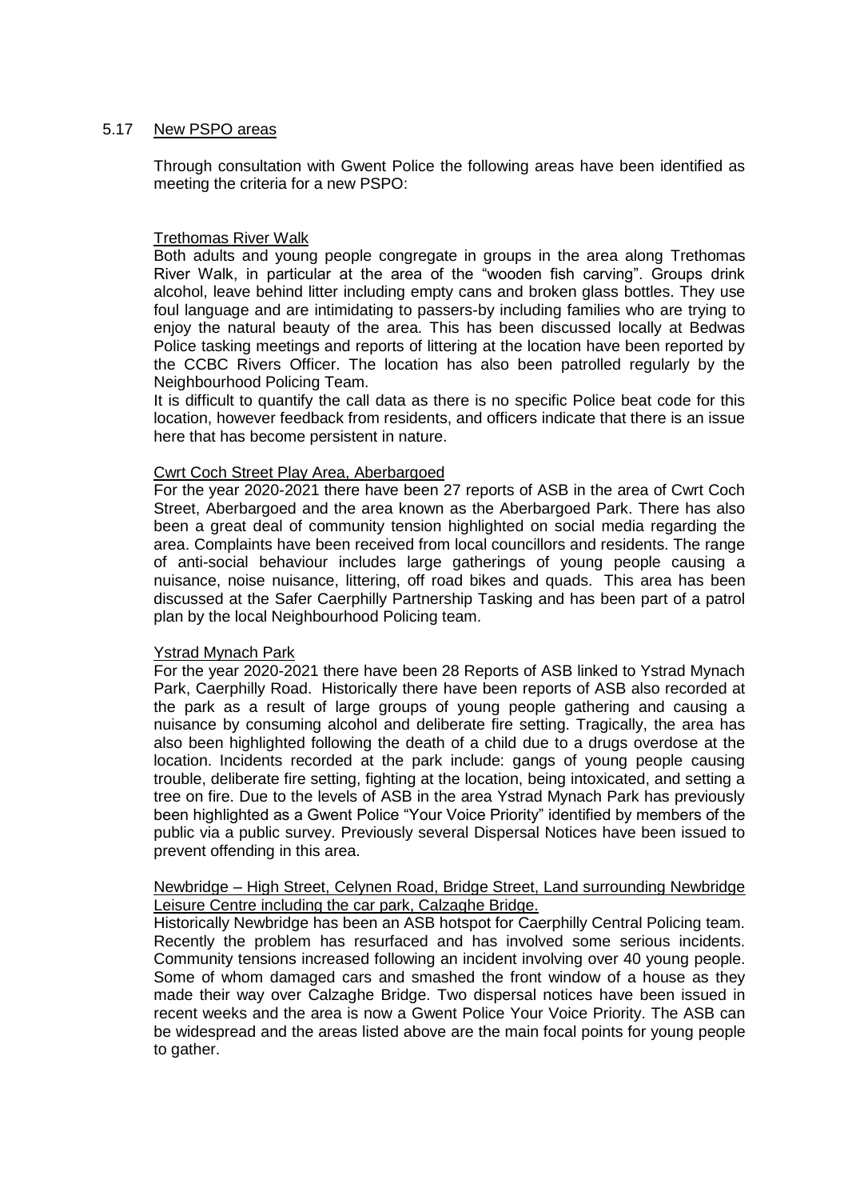### 5.17 New PSPO areas

Through consultation with Gwent Police the following areas have been identified as meeting the criteria for a new PSPO:

#### Trethomas River Walk

Both adults and young people congregate in groups in the area along Trethomas River Walk, in particular at the area of the "wooden fish carving". Groups drink alcohol, leave behind litter including empty cans and broken glass bottles. They use foul language and are intimidating to passers-by including families who are trying to enjoy the natural beauty of the area. This has been discussed locally at Bedwas Police tasking meetings and reports of littering at the location have been reported by the CCBC Rivers Officer. The location has also been patrolled regularly by the Neighbourhood Policing Team.

It is difficult to quantify the call data as there is no specific Police beat code for this location, however feedback from residents, and officers indicate that there is an issue here that has become persistent in nature.

#### Cwrt Coch Street Play Area, Aberbargoed

For the year 2020-2021 there have been 27 reports of ASB in the area of Cwrt Coch Street, Aberbargoed and the area known as the Aberbargoed Park. There has also been a great deal of community tension highlighted on social media regarding the area. Complaints have been received from local councillors and residents. The range of anti-social behaviour includes large gatherings of young people causing a nuisance, noise nuisance, littering, off road bikes and quads. This area has been discussed at the Safer Caerphilly Partnership Tasking and has been part of a patrol plan by the local Neighbourhood Policing team.

#### Ystrad Mynach Park

For the year 2020-2021 there have been 28 Reports of ASB linked to Ystrad Mynach Park, Caerphilly Road. Historically there have been reports of ASB also recorded at the park as a result of large groups of young people gathering and causing a nuisance by consuming alcohol and deliberate fire setting. Tragically, the area has also been highlighted following the death of a child due to a drugs overdose at the location. Incidents recorded at the park include: gangs of young people causing trouble, deliberate fire setting, fighting at the location, being intoxicated, and setting a tree on fire. Due to the levels of ASB in the area Ystrad Mynach Park has previously been highlighted as a Gwent Police "Your Voice Priority" identified by members of the public via a public survey. Previously several Dispersal Notices have been issued to prevent offending in this area.

#### Newbridge – High Street, Celynen Road, Bridge Street, Land surrounding Newbridge Leisure Centre including the car park, Calzaghe Bridge.

Historically Newbridge has been an ASB hotspot for Caerphilly Central Policing team. Recently the problem has resurfaced and has involved some serious incidents. Community tensions increased following an incident involving over 40 young people. Some of whom damaged cars and smashed the front window of a house as they made their way over Calzaghe Bridge. Two dispersal notices have been issued in recent weeks and the area is now a Gwent Police Your Voice Priority. The ASB can be widespread and the areas listed above are the main focal points for young people to gather.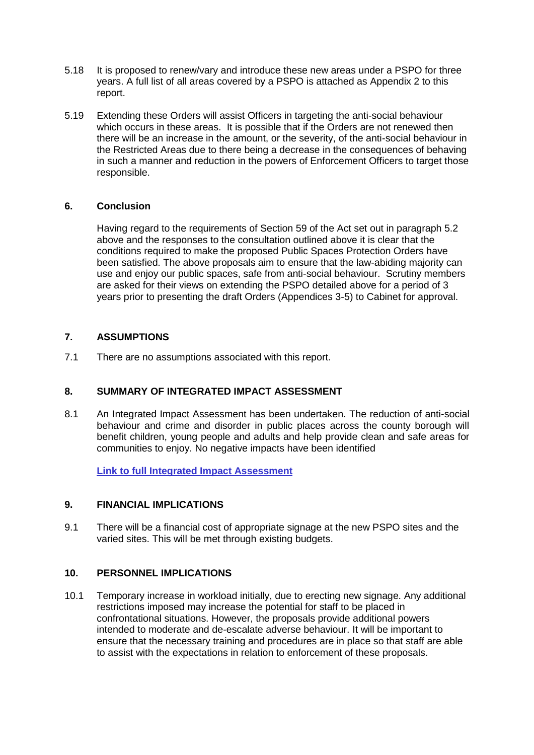5.18 It is proposed to renew/vary and introduce these new areas under a PSPO for three years. A full list of all areas covered by a PSPO is attached as Appendix 2 to this report.

5.19 Extending these Orders will assist Officers in targeting the anti-social behaviour which occurs in these areas. It is possible that if the Orders are not renewed then there will be an increase in the amount, or the severity, of the anti-social behaviour in the Restricted Areas due to there being a decrease in the consequences of behaving in such a manner and reduction in the powers of Enforcement Officers to target those responsible.

## 6. Conclusion

Having regard to the requirements of Section 59 of the Act set out in paragraph 5.2 above and the responses to the consultation outlined above it is clear that the conditions required to make the proposed Public Spaces Protection Orders have been satisfied. The above proposals aim to ensure that the law-abiding majority can use and enjoy our public spaces, safe from anti-social behaviour. Scrutiny members are asked for their views on extending the PSPO detailed above for a period of 3 years prior to presenting the draft Orders (Appendices 3-5) to Cabinet for approval.

## 7. ASSUMPTIONS

7.1 There are no assumptions associated with this report.

## 8. SUMMARY OF INTEGRATED IMPACT ASSESSMENT

8.1 An Integrated Impact Assessment has been undertaken. The reduction of anti-social behaviour and crime and disorder in public places across the county borough will benefit children, young people and adults and help provide clean and safe areas for communities to enjoy. No negative impacts have been identified

**Link to full Integrated Impact Assessment**

## 9. FINANCIAL IMPLICATIONS

9.1 There will be a financial cost of appropriate signage at the new PSPO sites and the varied sites. This will be met through existing budgets.

## 10. PERSONNEL IMPLICATIONS

10.1 Temporary increase in workload initially, due to erecting new signage. Any additional restrictions imposed may increase the potential for staff to be placed in confrontational situations. However, the proposals provide additional powers intended to moderate and de-escalate adverse behaviour. It will be important to ensure that the necessary training and procedures are in place so that staff are able to assist with the expectations in relation to enforcement of these proposals.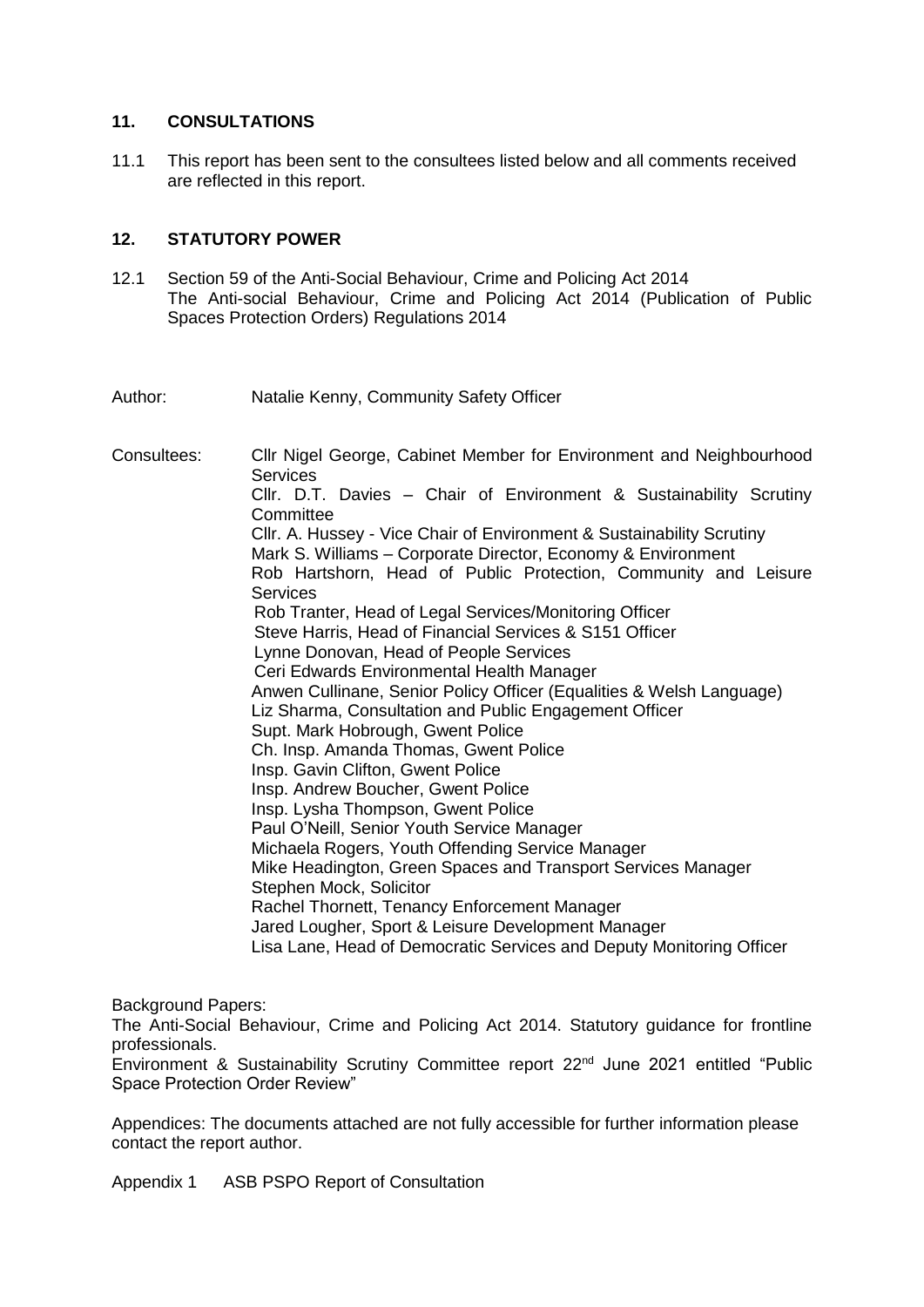## 11. CONSULTATIONS

11.1 This report has been sent to the consultees listed below and all comments received are reflected in this report.

## 12. STATUTORY POWER

12.1 Section 59 of the Anti-Social Behaviour, Crime and Policing Act 2014
The Anti-social Behaviour, Crime and Policing Act 2014 (Publication of Public Spaces Protection Orders) Regulations 2014

Author: Natalie Kenny, Community Safety Officer

Consultees:
Cllr Nigel George, Cabinet Member for Environment and Neighbourhood Services
Cllr. D.T. Davies – Chair of Environment & Sustainability Scrutiny Committee
Cllr. A. Hussey - Vice Chair of Environment & Sustainability Scrutiny
Mark S. Williams – Corporate Director, Economy & Environment
Rob Hartshorn, Head of Public Protection, Community and Leisure Services
Rob Tranter, Head of Legal Services/Monitoring Officer
Steve Harris, Head of Financial Services & S151 Officer
Lynne Donovan, Head of People Services
Ceri Edwards Environmental Health Manager
Anwen Cullinane, Senior Policy Officer (Equalities & Welsh Language)
Liz Sharma, Consultation and Public Engagement Officer
Supt. Mark Hobrough, Gwent Police
Ch. Insp. Amanda Thomas, Gwent Police
Insp. Gavin Clifton, Gwent Police
Insp. Andrew Boucher, Gwent Police
Insp. Lysha Thompson, Gwent Police
Paul O'Neill, Senior Youth Service Manager
Michaela Rogers, Youth Offending Service Manager
Mike Headington, Green Spaces and Transport Services Manager
Stephen Mock, Solicitor
Rachel Thornett, Tenancy Enforcement Manager
Jared Lougher, Sport & Leisure Development Manager
Lisa Lane, Head of Democratic Services and Deputy Monitoring Officer

Background Papers:
The Anti-Social Behaviour, Crime and Policing Act 2014. Statutory guidance for frontline professionals.
Environment & Sustainability Scrutiny Committee report 22nd June 2021 entitled "Public Space Protection Order Review"

Appendices: The documents attached are not fully accessible for further information please contact the report author.

Appendix 1 ASB PSPO Report of Consultation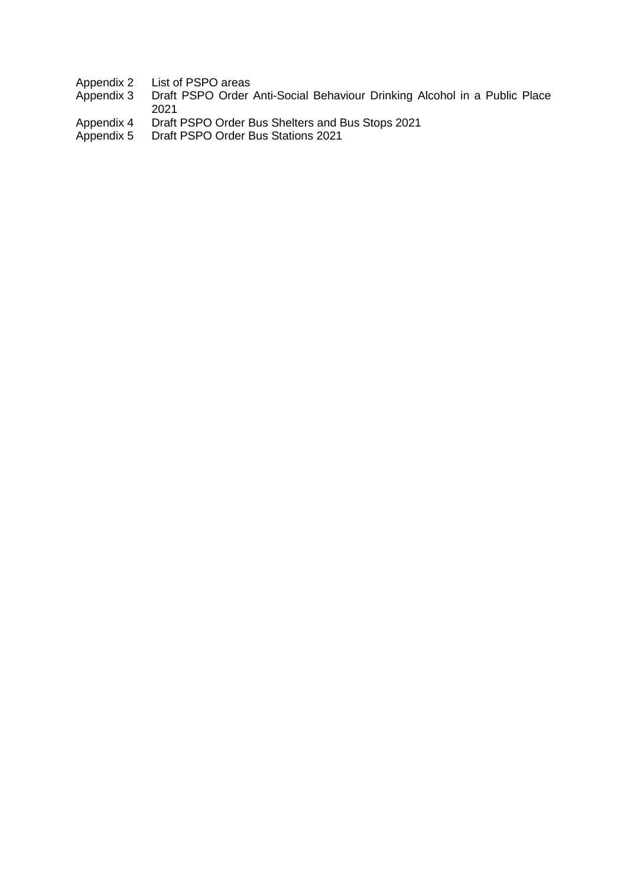| | |
|---|---|
| Appendix 2 | List of PSPO areas |
| Appendix 3 | Draft PSPO Order Anti-Social Behaviour Drinking Alcohol in a Public Place 2021 |
| Appendix 4 | Draft PSPO Order Bus Shelters and Bus Stops 2021 |
| Appendix 5 | Draft PSPO Order Bus Stations 2021 |